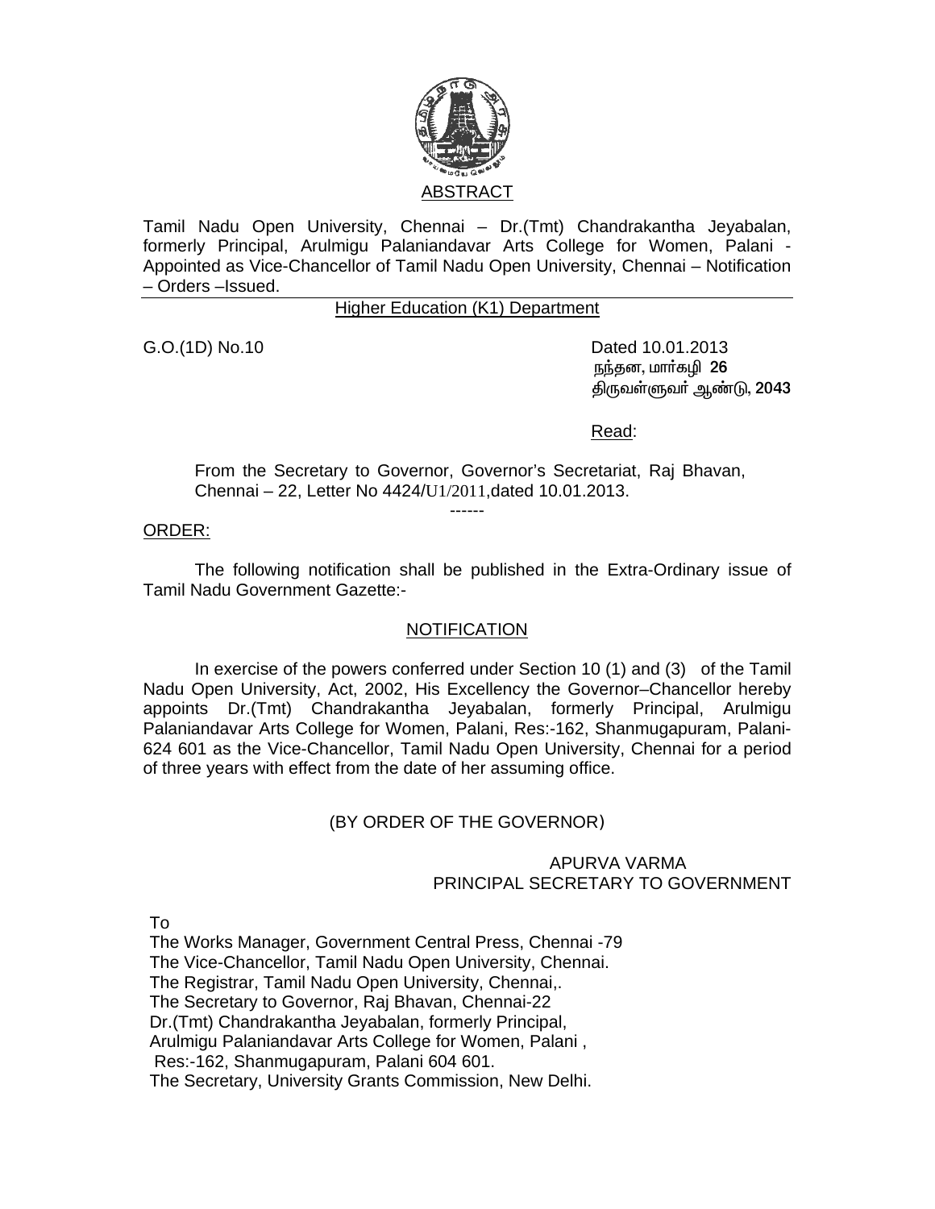## ABSTRACT

Tamil Nadu Open University, Chennai – Dr.(Tmt) Chandrakantha Jeyabalan, formerly Principal, Arulmigu Palaniandavar Arts College for Women, Palani - Appointed as Vice-Chancellor of Tamil Nadu Open University, Chennai – Notification – Orders –Issued.

---

Higher Education (K1) Department

G.O.(1D) No.10

Dated 10.01.2013
நந்தன, மார்கழி **26**
திருவள்ளுவர் ஆண்டு, **2043**

Read:

From the Secretary to Governor, Governor's Secretariat, Raj Bhavan, Chennai – 22, Letter No 4424/U1/2011,dated 10.01.2013.

------

ORDER:

The following notification shall be published in the Extra-Ordinary issue of Tamil Nadu Government Gazette:-

### NOTIFICATION

In exercise of the powers conferred under Section 10 (1) and (3) of the Tamil Nadu Open University, Act, 2002, His Excellency the Governor–Chancellor hereby appoints Dr.(Tmt) Chandrakantha Jeyabalan, formerly Principal, Arulmigu Palaniandavar Arts College for Women, Palani, Res:-162, Shanmugapuram, Palani-624 601 as the Vice-Chancellor, Tamil Nadu Open University, Chennai for a period of three years with effect from the date of her assuming office.

(BY ORDER OF THE GOVERNOR)

APURVA VARMA
PRINCIPAL SECRETARY TO GOVERNMENT

To
The Works Manager, Government Central Press, Chennai -79
The Vice-Chancellor, Tamil Nadu Open University, Chennai.
The Registrar, Tamil Nadu Open University, Chennai,.
The Secretary to Governor, Raj Bhavan, Chennai-22
Dr.(Tmt) Chandrakantha Jeyabalan, formerly Principal,
Arulmigu Palaniandavar Arts College for Women, Palani ,
Res:-162, Shanmugapuram, Palani 604 601.
The Secretary, University Grants Commission, New Delhi.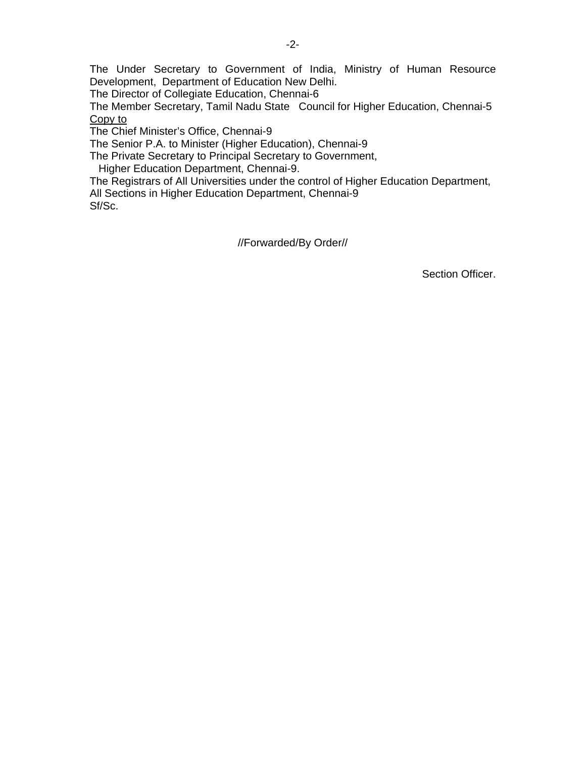The Under Secretary to Government of India, Ministry of Human Resource Development, Department of Education New Delhi.
The Director of Collegiate Education, Chennai-6
The Member Secretary, Tamil Nadu State Council for Higher Education, Chennai-5

Copy to

The Chief Minister's Office, Chennai-9
The Senior P.A. to Minister (Higher Education), Chennai-9
The Private Secretary to Principal Secretary to Government,
Higher Education Department, Chennai-9.
The Registrars of All Universities under the control of Higher Education Department,
All Sections in Higher Education Department, Chennai-9
Sf/Sc.

//Forwarded/By Order//

Section Officer.